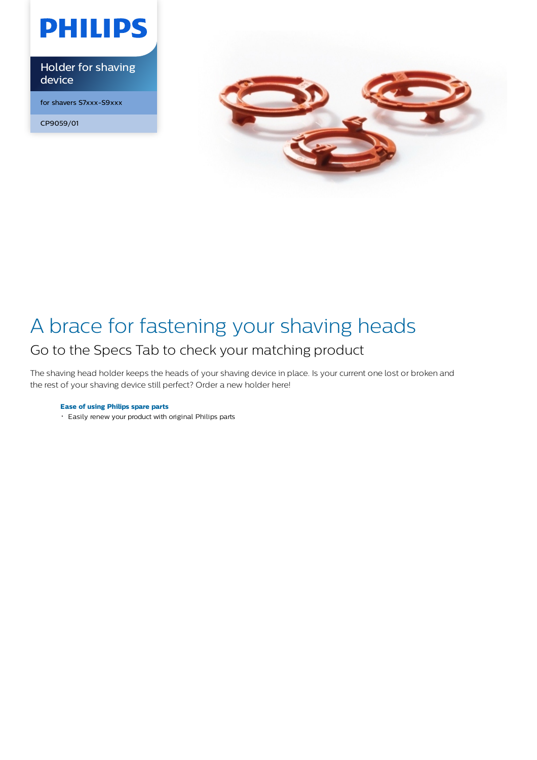PHILIPS

Holder for shaving device

for shavers S7xxx-S9xxx

CP9059/01

# A brace for fastening your shaving heads

## Go to the Specs Tab to check your matching product

The shaving head holder keeps the heads of your shaving device in place. Is your current one lost or broken and the rest of your shaving device still perfect? Order a new holder here!

**Ease of using Philips spare parts**

- Easily renew your product with original Philips parts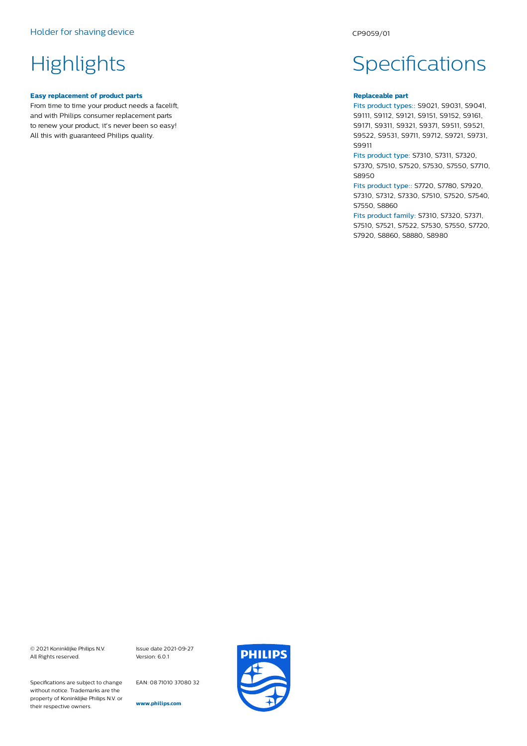Holder for shaving device

# Highlights

**Easy replacement of product parts**

From time to time your product needs a facelift, and with Philips consumer replacement parts to renew your product, it's never been so easy! All this with guaranteed Philips quality.

CP9059/01

# Specifications

**Replaceable part**

Fits product types:: S9021, S9031, S9041, S9111, S9112, S9121, S9151, S9152, S9161, S9171, S9311, S9321, S9371, S9511, S9521, S9522, S9531, S9711, S9712, S9721, S9731, S9911

Fits product type: S7310, S7311, S7320, S7370, S7510, S7520, S7530, S7550, S7710, S8950

Fits product type:: S7720, S7780, S7920, S7310, S7312, S7330, S7510, S7520, S7540, S7550, S8860

Fits product family: S7310, S7320, S7371, S7510, S7521, S7522, S7530, S7550, S7720, S7920, S8860, S8880, S8980

© 2021 Koninklijke Philips N.V.
All Rights reserved.

Specifications are subject to change without notice. Trademarks are the property of Koninklijke Philips N.V. or their respective owners.

Issue date 2021-09-27
Version: 6.0.1

EAN: 08 71010 37080 32

**www.philips.com**